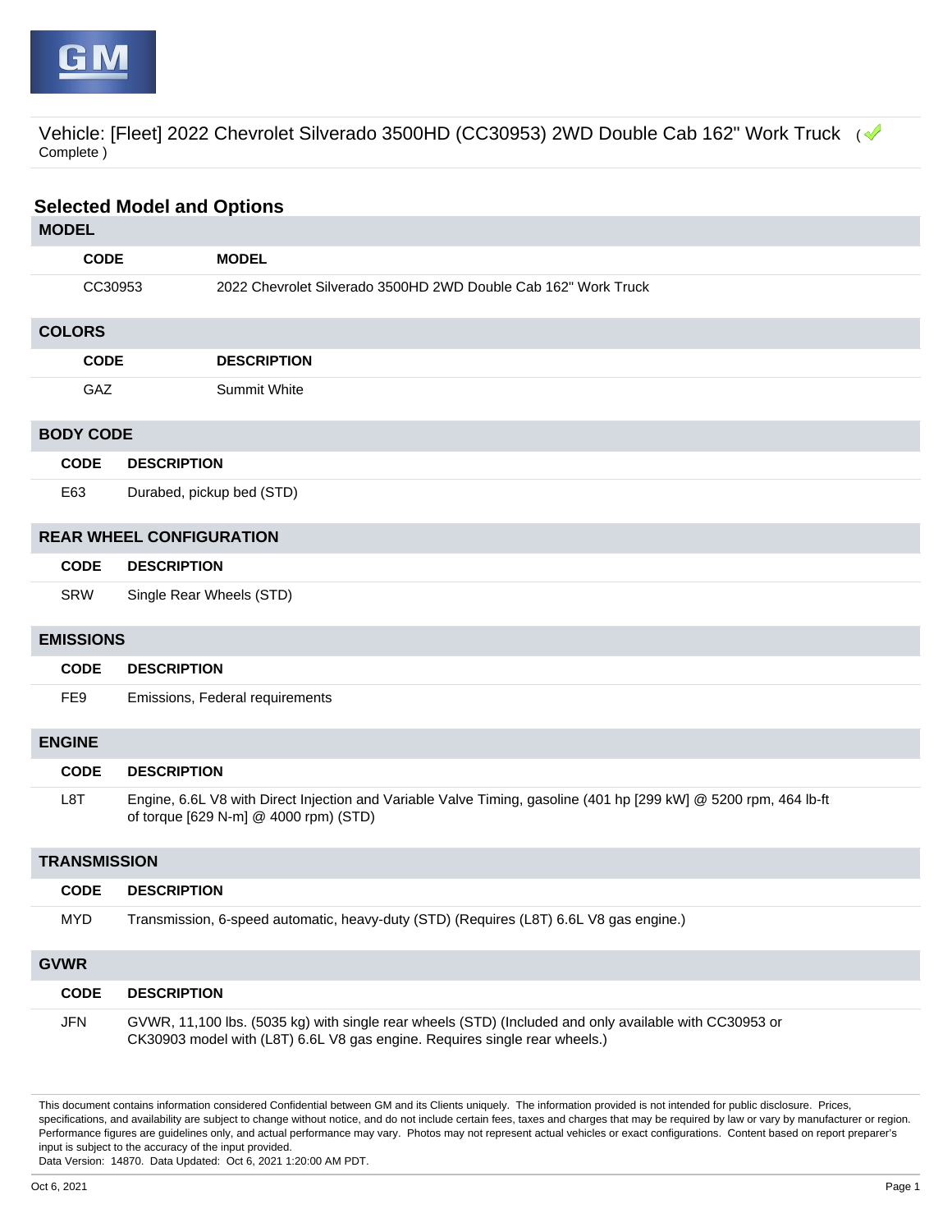Vehicle: [Fleet] 2022 Chevrolet Silverado 3500HD (CC30953) 2WD Double Cab 162" Work Truck ( Complete )

## Selected Model and Options

### MODEL

| CODE | MODEL |
| --- | --- |
| CC30953 | 2022 Chevrolet Silverado 3500HD 2WD Double Cab 162" Work Truck |

### COLORS

| CODE | DESCRIPTION |
| --- | --- |
| GAZ | Summit White |

### BODY CODE

| CODE | DESCRIPTION |
| --- | --- |
| E63 | Durabed, pickup bed (STD) |

### REAR WHEEL CONFIGURATION

| CODE | DESCRIPTION |
| --- | --- |
| SRW | Single Rear Wheels (STD) |

### EMISSIONS

| CODE | DESCRIPTION |
| --- | --- |
| FE9 | Emissions, Federal requirements |

### ENGINE

| CODE | DESCRIPTION |
| --- | --- |
| L8T | Engine, 6.6L V8 with Direct Injection and Variable Valve Timing, gasoline (401 hp [299 kW] @ 5200 rpm, 464 lb-ft of torque [629 N-m] @ 4000 rpm) (STD) |

### TRANSMISSION

| CODE | DESCRIPTION |
| --- | --- |
| MYD | Transmission, 6-speed automatic, heavy-duty (STD) (Requires (L8T) 6.6L V8 gas engine.) |

### GVWR

| CODE | DESCRIPTION |
| --- | --- |
| JFN | GVWR, 11,100 lbs. (5035 kg) with single rear wheels (STD) (Included and only available with CC30953 or CK30903 model with (L8T) 6.6L V8 gas engine. Requires single rear wheels.) |

This document contains information considered Confidential between GM and its Clients uniquely. The information provided is not intended for public disclosure. Prices, specifications, and availability are subject to change without notice, and do not include certain fees, taxes and charges that may be required by law or vary by manufacturer or region. Performance figures are guidelines only, and actual performance may vary. Photos may not represent actual vehicles or exact configurations. Content based on report preparer's input is subject to the accuracy of the input provided.
Data Version: 14870. Data Updated: Oct 6, 2021 1:20:00 AM PDT.

Oct 6, 2021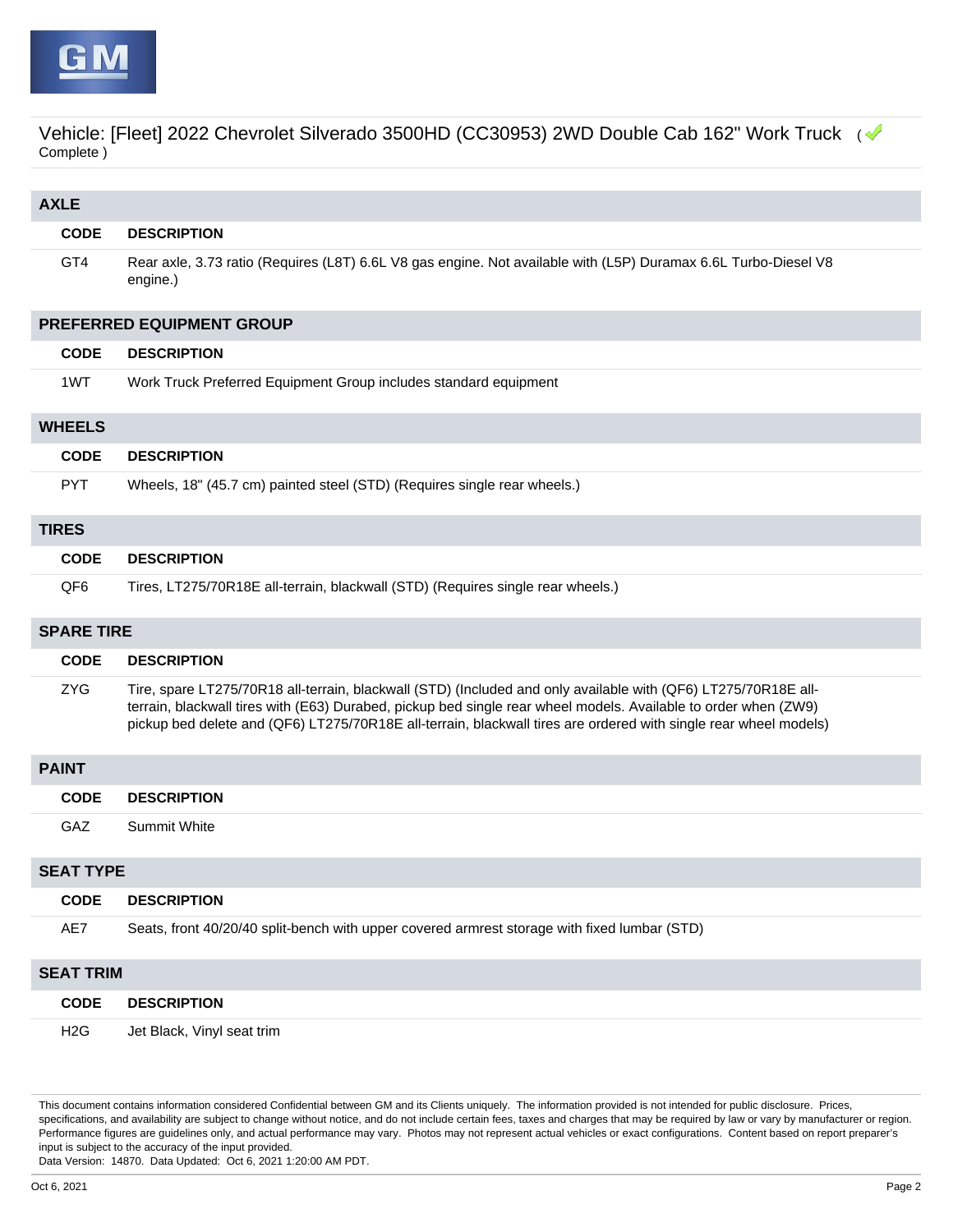Vehicle: [Fleet] 2022 Chevrolet Silverado 3500HD (CC30953) 2WD Double Cab 162" Work Truck ( Complete )

## AXLE

| CODE | DESCRIPTION |
|---|---|
| GT4 | Rear axle, 3.73 ratio (Requires (L8T) 6.6L V8 gas engine. Not available with (L5P) Duramax 6.6L Turbo-Diesel V8 engine.) |

## PREFERRED EQUIPMENT GROUP

| CODE | DESCRIPTION |
|---|---|
| 1WT | Work Truck Preferred Equipment Group includes standard equipment |

## WHEELS

| CODE | DESCRIPTION |
|---|---|
| PYT | Wheels, 18" (45.7 cm) painted steel (STD) (Requires single rear wheels.) |

## TIRES

| CODE | DESCRIPTION |
|---|---|
| QF6 | Tires, LT275/70R18E all-terrain, blackwall (STD) (Requires single rear wheels.) |

## SPARE TIRE

| CODE | DESCRIPTION |
|---|---|
| ZYG | Tire, spare LT275/70R18 all-terrain, blackwall (STD) (Included and only available with (QF6) LT275/70R18E all-terrain, blackwall tires with (E63) Durabed, pickup bed single rear wheel models. Available to order when (ZW9) pickup bed delete and (QF6) LT275/70R18E all-terrain, blackwall tires are ordered with single rear wheel models) |

## PAINT

| CODE | DESCRIPTION |
|---|---|
| GAZ | Summit White |

## SEAT TYPE

| CODE | DESCRIPTION |
|---|---|
| AE7 | Seats, front 40/20/40 split-bench with upper covered armrest storage with fixed lumbar (STD) |

## SEAT TRIM

| CODE | DESCRIPTION |
|---|---|
| H2G | Jet Black, Vinyl seat trim |

This document contains information considered Confidential between GM and its Clients uniquely. The information provided is not intended for public disclosure. Prices, specifications, and availability are subject to change without notice, and do not include certain fees, taxes and charges that may be required by law or vary by manufacturer or region. Performance figures are guidelines only, and actual performance may vary. Photos may not represent actual vehicles or exact configurations. Content based on report preparer's input is subject to the accuracy of the input provided.
Data Version: 14870. Data Updated: Oct 6, 2021 1:20:00 AM PDT.

Oct 6, 2021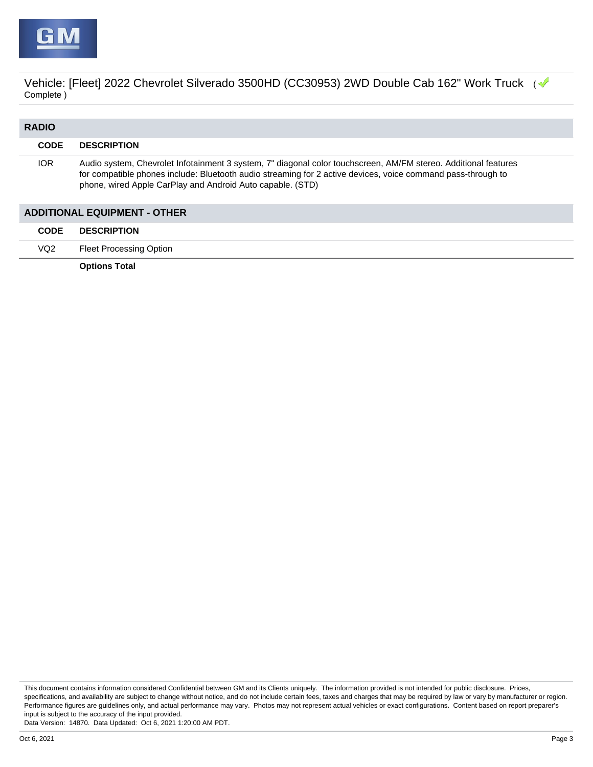Vehicle: [Fleet] 2022 Chevrolet Silverado 3500HD (CC30953) 2WD Double Cab 162" Work Truck ( Complete )

## RADIO

| CODE | DESCRIPTION |
|---|---|
| IOR | Audio system, Chevrolet Infotainment 3 system, 7" diagonal color touchscreen, AM/FM stereo. Additional features for compatible phones include: Bluetooth audio streaming for 2 active devices, voice command pass-through to phone, wired Apple CarPlay and Android Auto capable. (STD) |

## ADDITIONAL EQUIPMENT - OTHER

| CODE | DESCRIPTION |
|---|---|
| VQ2 | Fleet Processing Option |
| | **Options Total** |

This document contains information considered Confidential between GM and its Clients uniquely. The information provided is not intended for public disclosure. Prices, specifications, and availability are subject to change without notice, and do not include certain fees, taxes and charges that may be required by law or vary by manufacturer or region. Performance figures are guidelines only, and actual performance may vary. Photos may not represent actual vehicles or exact configurations. Content based on report preparer's input is subject to the accuracy of the input provided.
Data Version: 14870. Data Updated: Oct 6, 2021 1:20:00 AM PDT.

Oct 6, 2021